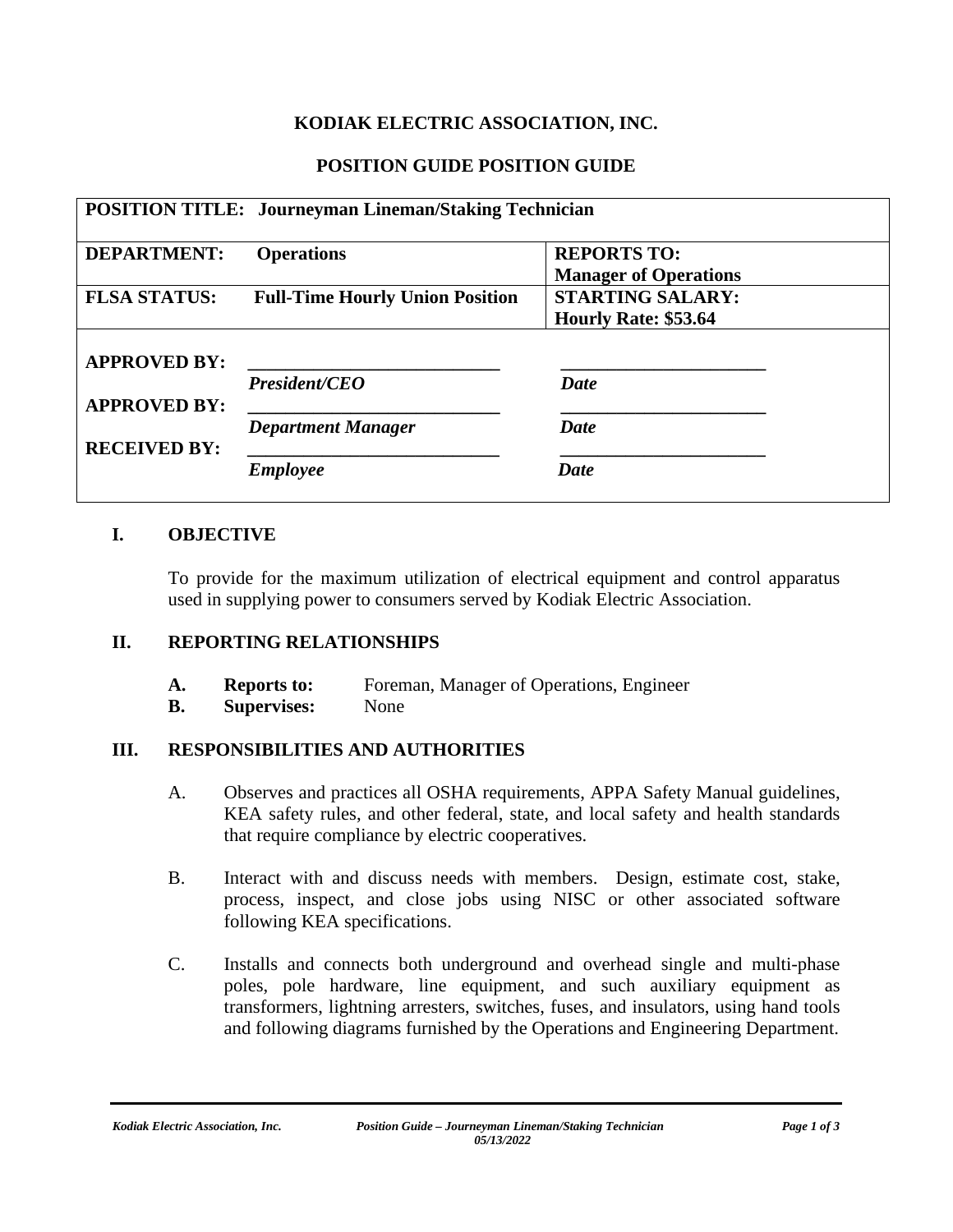**KODIAK ELECTRIC ASSOCIATION, INC.**

**POSITION GUIDE POSITION GUIDE**

| | |
|---|---|
| **POSITION TITLE: Journeyman Lineman/Staking Technician** | |
| **DEPARTMENT: Operations** | **REPORTS TO: Manager of Operations** |
| **FLSA STATUS: Full-Time Hourly Union Position** | **STARTING SALARY: Hourly Rate: $53.64** |

| | | |
|---|---|---|
| **APPROVED BY:** | ___________________________ *President/CEO* | ______________________ *Date* |
| **APPROVED BY:** | ___________________________ *Department Manager* | ______________________ *Date* |
| **RECEIVED BY:** | ___________________________ *Employee* | ______________________ *Date* |

## I. OBJECTIVE

To provide for the maximum utilization of electrical equipment and control apparatus used in supplying power to consumers served by Kodiak Electric Association.

## II. REPORTING RELATIONSHIPS

**A. Reports to:** Foreman, Manager of Operations, Engineer
**B. Supervises:** None

## III. RESPONSIBILITIES AND AUTHORITIES

A. Observes and practices all OSHA requirements, APPA Safety Manual guidelines, KEA safety rules, and other federal, state, and local safety and health standards that require compliance by electric cooperatives.

B. Interact with and discuss needs with members. Design, estimate cost, stake, process, inspect, and close jobs using NISC or other associated software following KEA specifications.

C. Installs and connects both underground and overhead single and multi-phase poles, pole hardware, line equipment, and such auxiliary equipment as transformers, lightning arresters, switches, fuses, and insulators, using hand tools and following diagrams furnished by the Operations and Engineering Department.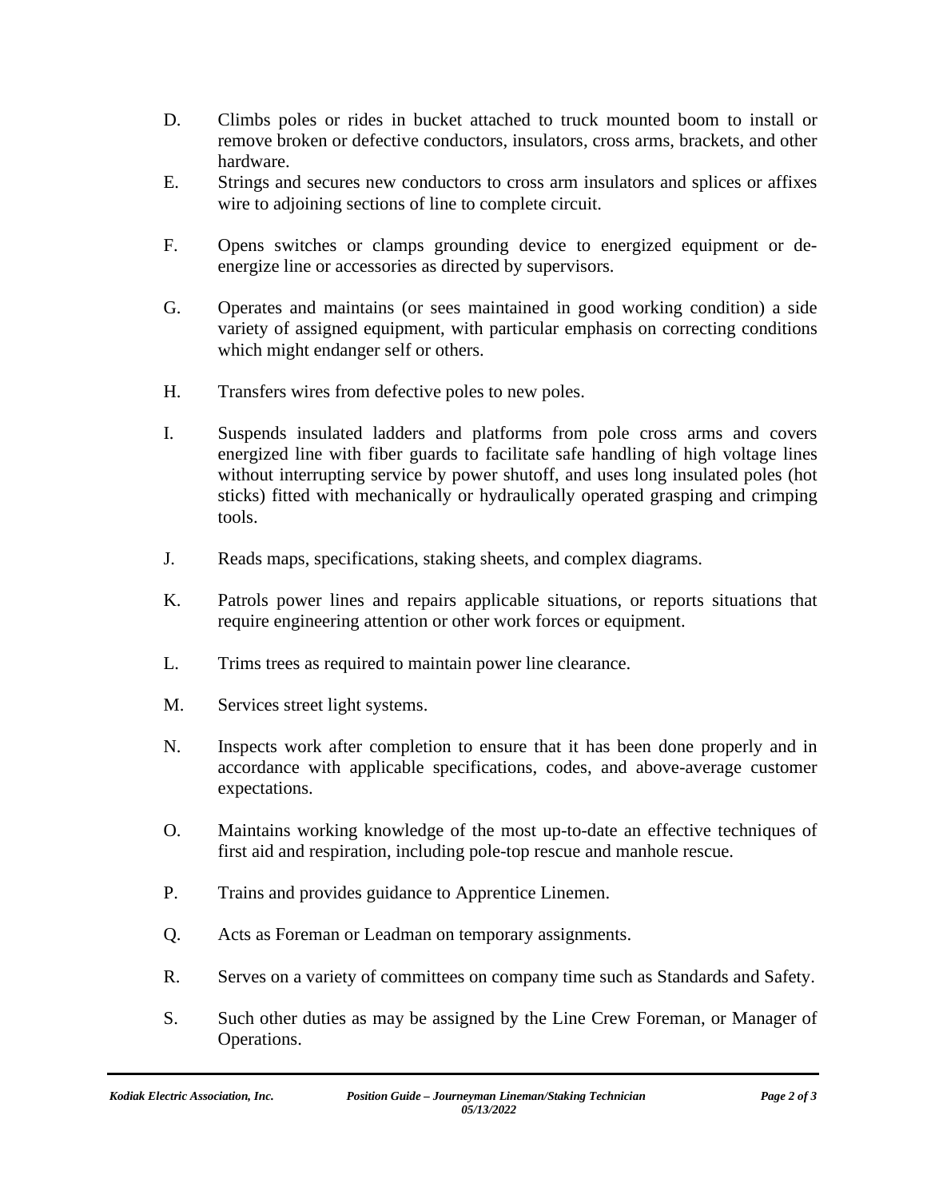D. Climbs poles or rides in bucket attached to truck mounted boom to install or remove broken or defective conductors, insulators, cross arms, brackets, and other hardware.

E. Strings and secures new conductors to cross arm insulators and splices or affixes wire to adjoining sections of line to complete circuit.

F. Opens switches or clamps grounding device to energized equipment or de-energize line or accessories as directed by supervisors.

G. Operates and maintains (or sees maintained in good working condition) a side variety of assigned equipment, with particular emphasis on correcting conditions which might endanger self or others.

H. Transfers wires from defective poles to new poles.

I. Suspends insulated ladders and platforms from pole cross arms and covers energized line with fiber guards to facilitate safe handling of high voltage lines without interrupting service by power shutoff, and uses long insulated poles (hot sticks) fitted with mechanically or hydraulically operated grasping and crimping tools.

J. Reads maps, specifications, staking sheets, and complex diagrams.

K. Patrols power lines and repairs applicable situations, or reports situations that require engineering attention or other work forces or equipment.

L. Trims trees as required to maintain power line clearance.

M. Services street light systems.

N. Inspects work after completion to ensure that it has been done properly and in accordance with applicable specifications, codes, and above-average customer expectations.

O. Maintains working knowledge of the most up-to-date an effective techniques of first aid and respiration, including pole-top rescue and manhole rescue.

P. Trains and provides guidance to Apprentice Linemen.

Q. Acts as Foreman or Leadman on temporary assignments.

R. Serves on a variety of committees on company time such as Standards and Safety.

S. Such other duties as may be assigned by the Line Crew Foreman, or Manager of Operations.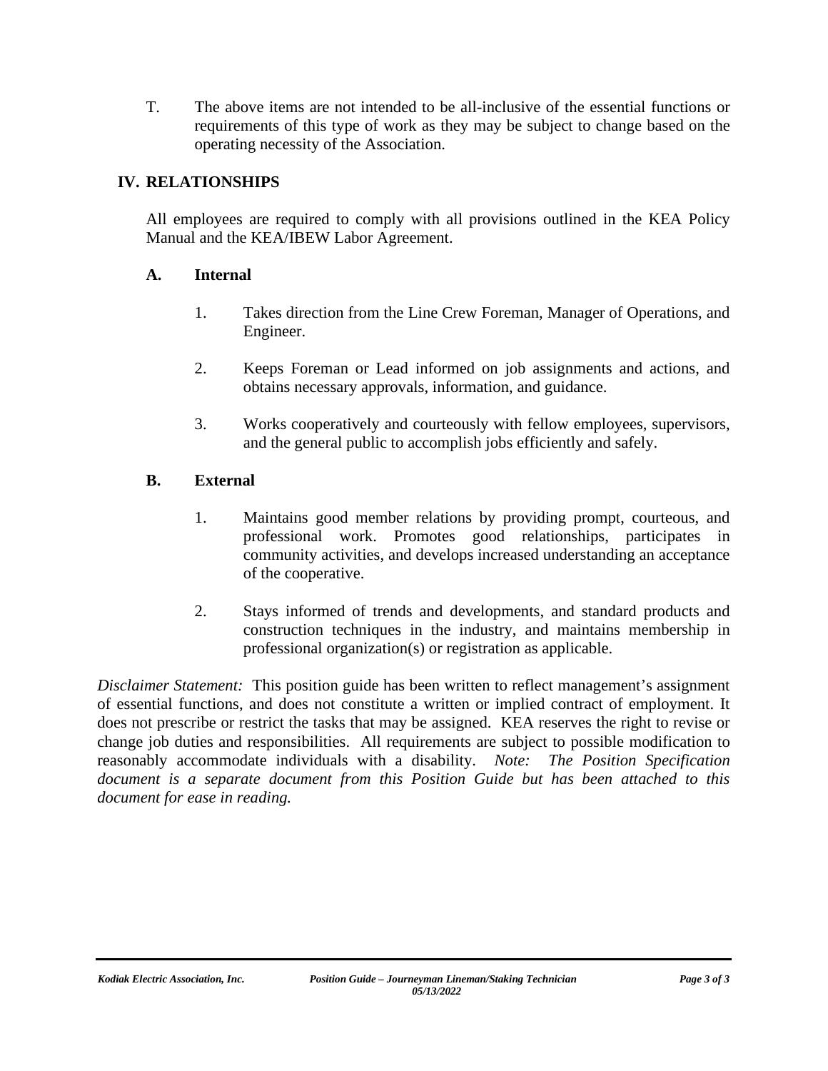T. The above items are not intended to be all-inclusive of the essential functions or requirements of this type of work as they may be subject to change based on the operating necessity of the Association.

## IV. RELATIONSHIPS

All employees are required to comply with all provisions outlined in the KEA Policy Manual and the KEA/IBEW Labor Agreement.

### A. Internal

1. Takes direction from the Line Crew Foreman, Manager of Operations, and Engineer.

2. Keeps Foreman or Lead informed on job assignments and actions, and obtains necessary approvals, information, and guidance.

3. Works cooperatively and courteously with fellow employees, supervisors, and the general public to accomplish jobs efficiently and safely.

### B. External

1. Maintains good member relations by providing prompt, courteous, and professional work. Promotes good relationships, participates in community activities, and develops increased understanding an acceptance of the cooperative.

2. Stays informed of trends and developments, and standard products and construction techniques in the industry, and maintains membership in professional organization(s) or registration as applicable.

*Disclaimer Statement:* This position guide has been written to reflect management's assignment of essential functions, and does not constitute a written or implied contract of employment. It does not prescribe or restrict the tasks that may be assigned. KEA reserves the right to revise or change job duties and responsibilities. All requirements are subject to possible modification to reasonably accommodate individuals with a disability. *Note: The Position Specification document is a separate document from this Position Guide but has been attached to this document for ease in reading.*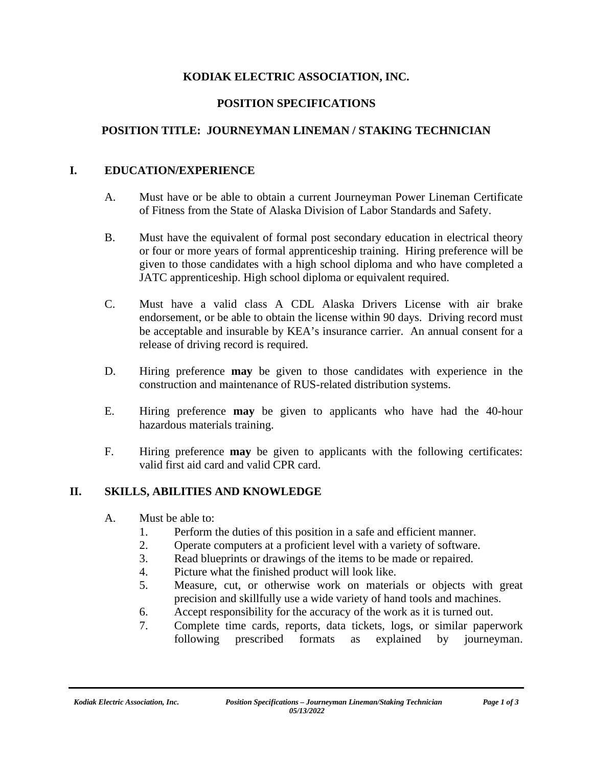**KODIAK ELECTRIC ASSOCIATION, INC.**

**POSITION SPECIFICATIONS**

**POSITION TITLE: JOURNEYMAN LINEMAN / STAKING TECHNICIAN**

## I. EDUCATION/EXPERIENCE

A. Must have or be able to obtain a current Journeyman Power Lineman Certificate of Fitness from the State of Alaska Division of Labor Standards and Safety.

B. Must have the equivalent of formal post secondary education in electrical theory or four or more years of formal apprenticeship training. Hiring preference will be given to those candidates with a high school diploma and who have completed a JATC apprenticeship. High school diploma or equivalent required.

C. Must have a valid class A CDL Alaska Drivers License with air brake endorsement, or be able to obtain the license within 90 days. Driving record must be acceptable and insurable by KEA's insurance carrier. An annual consent for a release of driving record is required.

D. Hiring preference **may** be given to those candidates with experience in the construction and maintenance of RUS-related distribution systems.

E. Hiring preference **may** be given to applicants who have had the 40-hour hazardous materials training.

F. Hiring preference **may** be given to applicants with the following certificates: valid first aid card and valid CPR card.

## II. SKILLS, ABILITIES AND KNOWLEDGE

A. Must be able to:

1. Perform the duties of this position in a safe and efficient manner.
2. Operate computers at a proficient level with a variety of software.
3. Read blueprints or drawings of the items to be made or repaired.
4. Picture what the finished product will look like.
5. Measure, cut, or otherwise work on materials or objects with great precision and skillfully use a wide variety of hand tools and machines.
6. Accept responsibility for the accuracy of the work as it is turned out.
7. Complete time cards, reports, data tickets, logs, or similar paperwork following prescribed formats as explained by journeyman.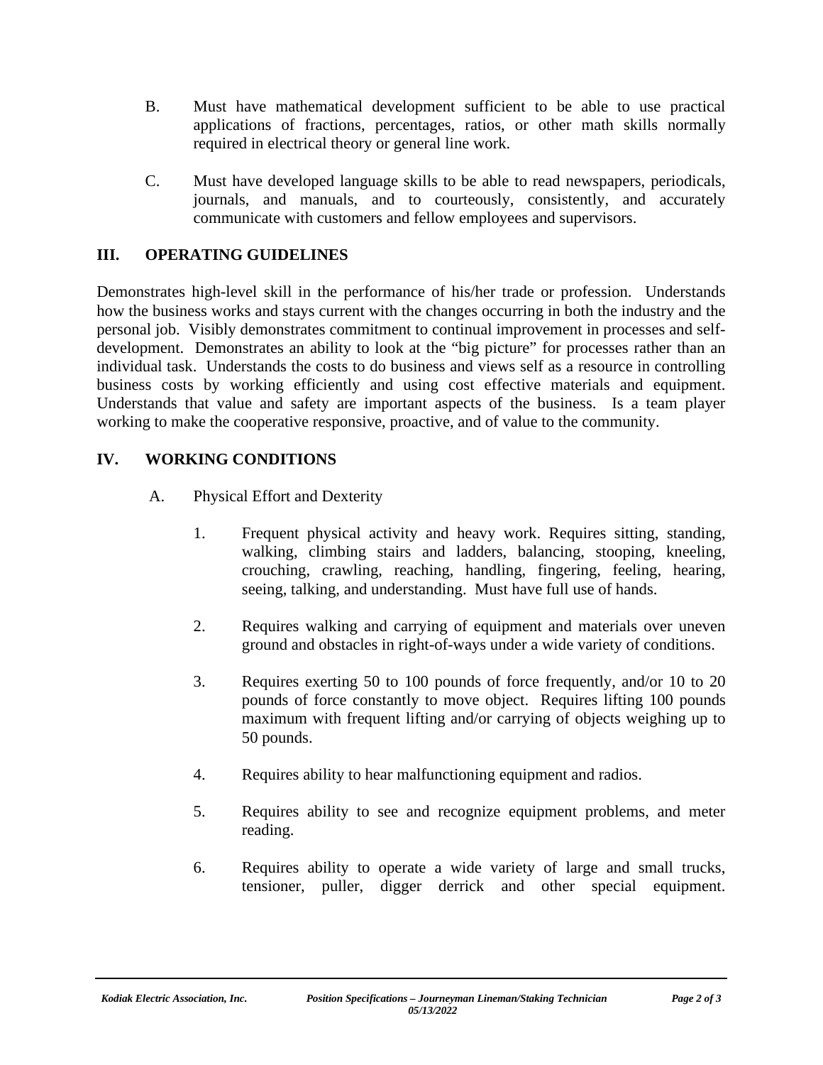B. Must have mathematical development sufficient to be able to use practical applications of fractions, percentages, ratios, or other math skills normally required in electrical theory or general line work.

C. Must have developed language skills to be able to read newspapers, periodicals, journals, and manuals, and to courteously, consistently, and accurately communicate with customers and fellow employees and supervisors.

## III. OPERATING GUIDELINES

Demonstrates high-level skill in the performance of his/her trade or profession. Understands how the business works and stays current with the changes occurring in both the industry and the personal job. Visibly demonstrates commitment to continual improvement in processes and self-development. Demonstrates an ability to look at the "big picture" for processes rather than an individual task. Understands the costs to do business and views self as a resource in controlling business costs by working efficiently and using cost effective materials and equipment. Understands that value and safety are important aspects of the business. Is a team player working to make the cooperative responsive, proactive, and of value to the community.

## IV. WORKING CONDITIONS

A. Physical Effort and Dexterity

1. Frequent physical activity and heavy work. Requires sitting, standing, walking, climbing stairs and ladders, balancing, stooping, kneeling, crouching, crawling, reaching, handling, fingering, feeling, hearing, seeing, talking, and understanding. Must have full use of hands.

2. Requires walking and carrying of equipment and materials over uneven ground and obstacles in right-of-ways under a wide variety of conditions.

3. Requires exerting 50 to 100 pounds of force frequently, and/or 10 to 20 pounds of force constantly to move object. Requires lifting 100 pounds maximum with frequent lifting and/or carrying of objects weighing up to 50 pounds.

4. Requires ability to hear malfunctioning equipment and radios.

5. Requires ability to see and recognize equipment problems, and meter reading.

6. Requires ability to operate a wide variety of large and small trucks, tensioner, puller, digger derrick and other special equipment.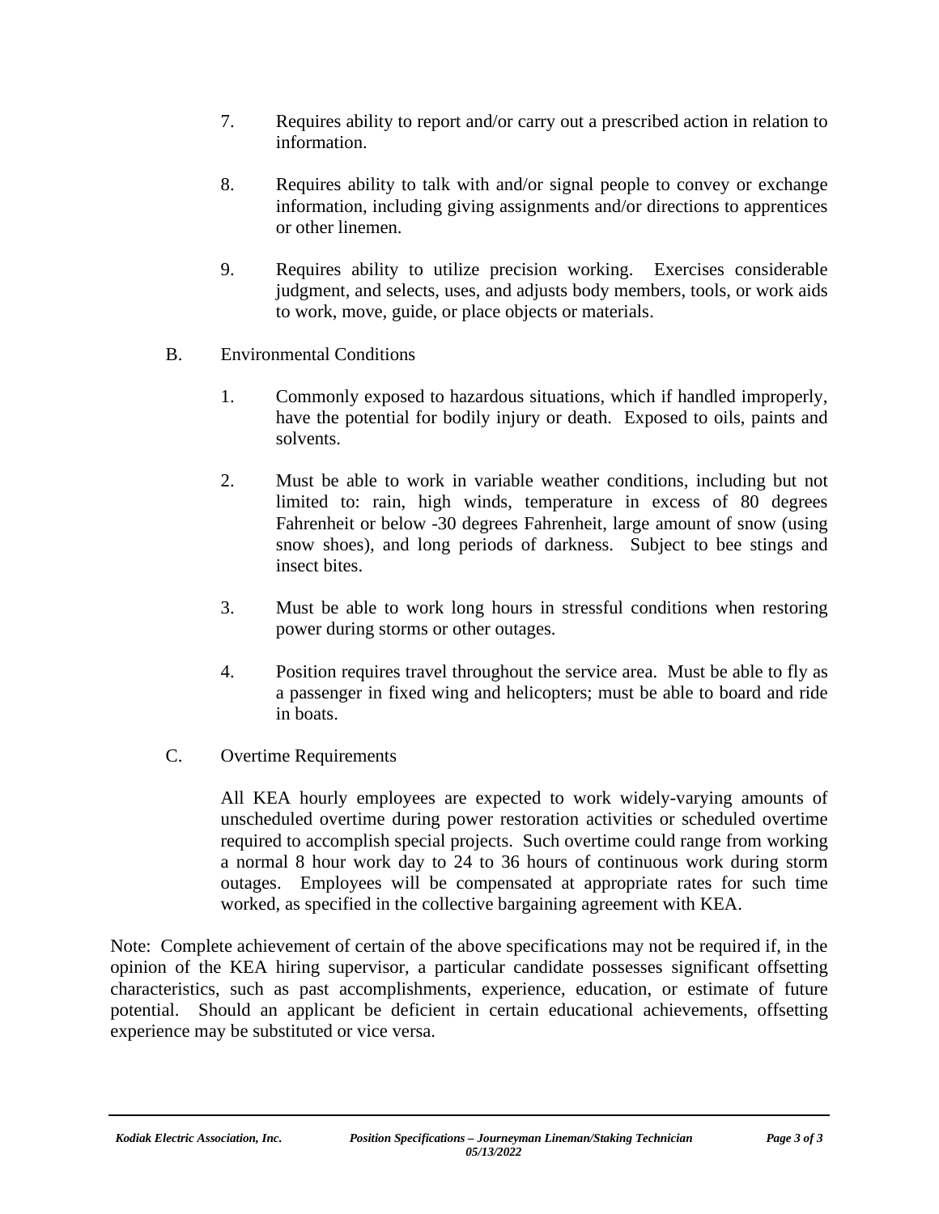7. Requires ability to report and/or carry out a prescribed action in relation to information.

8. Requires ability to talk with and/or signal people to convey or exchange information, including giving assignments and/or directions to apprentices or other linemen.

9. Requires ability to utilize precision working. Exercises considerable judgment, and selects, uses, and adjusts body members, tools, or work aids to work, move, guide, or place objects or materials.

B. Environmental Conditions

1. Commonly exposed to hazardous situations, which if handled improperly, have the potential for bodily injury or death. Exposed to oils, paints and solvents.

2. Must be able to work in variable weather conditions, including but not limited to: rain, high winds, temperature in excess of 80 degrees Fahrenheit or below -30 degrees Fahrenheit, large amount of snow (using snow shoes), and long periods of darkness. Subject to bee stings and insect bites.

3. Must be able to work long hours in stressful conditions when restoring power during storms or other outages.

4. Position requires travel throughout the service area. Must be able to fly as a passenger in fixed wing and helicopters; must be able to board and ride in boats.

C. Overtime Requirements

All KEA hourly employees are expected to work widely-varying amounts of unscheduled overtime during power restoration activities or scheduled overtime required to accomplish special projects. Such overtime could range from working a normal 8 hour work day to 24 to 36 hours of continuous work during storm outages. Employees will be compensated at appropriate rates for such time worked, as specified in the collective bargaining agreement with KEA.

Note: Complete achievement of certain of the above specifications may not be required if, in the opinion of the KEA hiring supervisor, a particular candidate possesses significant offsetting characteristics, such as past accomplishments, experience, education, or estimate of future potential. Should an applicant be deficient in certain educational achievements, offsetting experience may be substituted or vice versa.